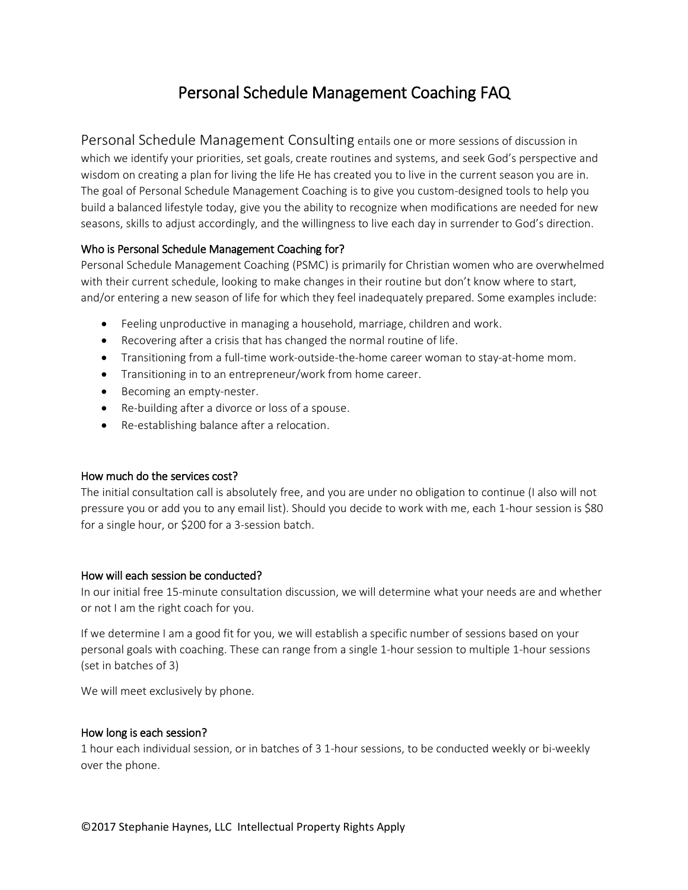# Personal Schedule Management Coaching FAQ

Personal Schedule Management Consulting entails one or more sessions of discussion in which we identify your priorities, set goals, create routines and systems, and seek God's perspective and wisdom on creating a plan for living the life He has created you to live in the current season you are in. The goal of Personal Schedule Management Coaching is to give you custom-designed tools to help you build a balanced lifestyle today, give you the ability to recognize when modifications are needed for new seasons, skills to adjust accordingly, and the willingness to live each day in surrender to God's direction.

### Who is Personal Schedule Management Coaching for?

Personal Schedule Management Coaching (PSMC) is primarily for Christian women who are overwhelmed with their current schedule, looking to make changes in their routine but don't know where to start, and/or entering a new season of life for which they feel inadequately prepared. Some examples include:

- Feeling unproductive in managing a household, marriage, children and work.
- Recovering after a crisis that has changed the normal routine of life.
- Transitioning from a full-time work-outside-the-home career woman to stay-at-home mom.
- Transitioning in to an entrepreneur/work from home career.
- Becoming an empty-nester.
- Re-building after a divorce or loss of a spouse.
- Re-establishing balance after a relocation.

### How much do the services cost?

The initial consultation call is absolutely free, and you are under no obligation to continue (I also will not pressure you or add you to any email list). Should you decide to work with me, each 1-hour session is $80 for a single hour, or $200 for a 3-session batch.

### How will each session be conducted?

In our initial free 15-minute consultation discussion, we will determine what your needs are and whether or not I am the right coach for you.

If we determine I am a good fit for you, we will establish a specific number of sessions based on your personal goals with coaching. These can range from a single 1-hour session to multiple 1-hour sessions (set in batches of 3)

We will meet exclusively by phone.

### How long is each session?

1 hour each individual session, or in batches of 3 1-hour sessions, to be conducted weekly or bi-weekly over the phone.

©2017 Stephanie Haynes, LLC Intellectual Property Rights Apply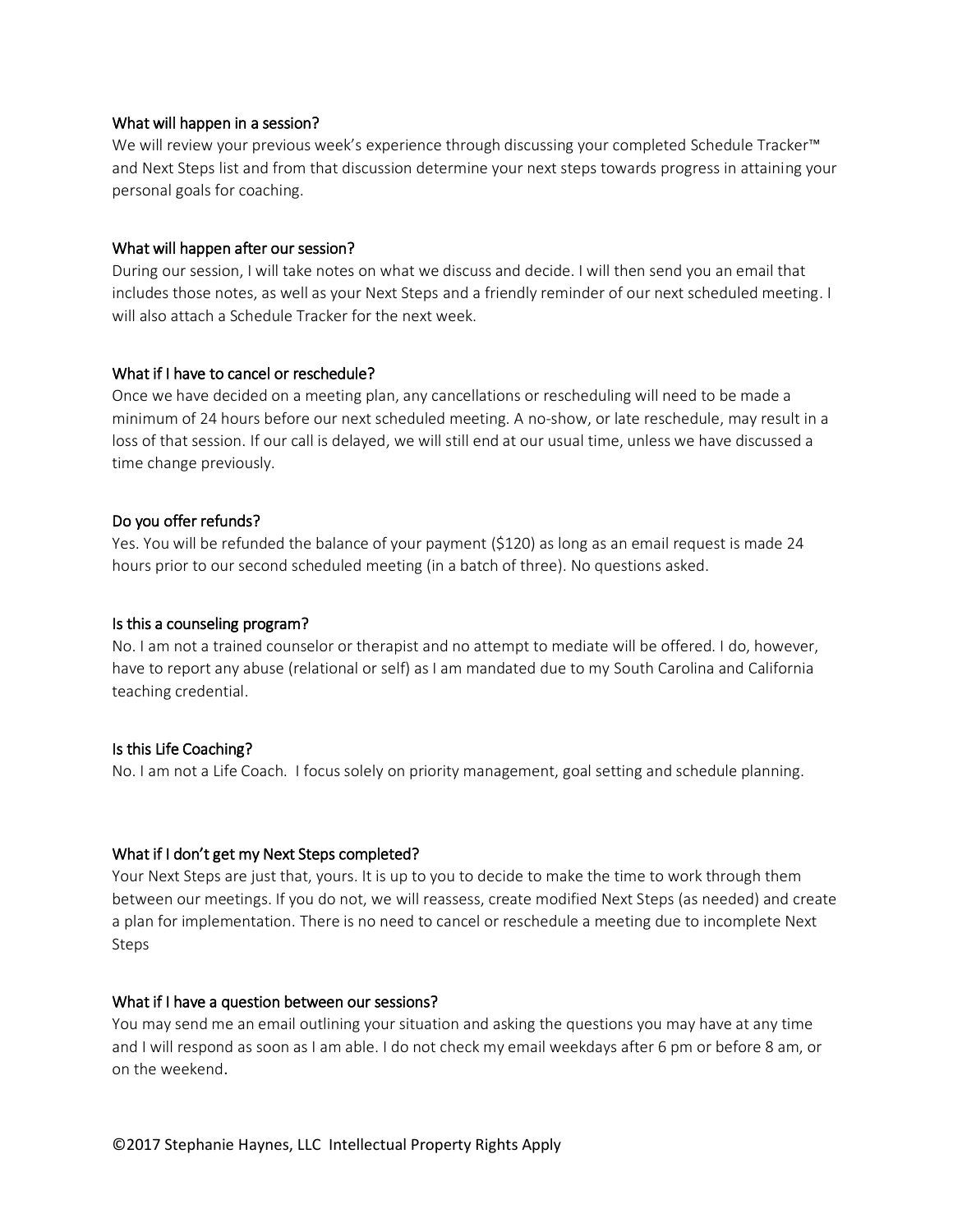### What will happen in a session?

We will review your previous week's experience through discussing your completed Schedule Tracker™ and Next Steps list and from that discussion determine your next steps towards progress in attaining your personal goals for coaching.

### What will happen after our session?

During our session, I will take notes on what we discuss and decide. I will then send you an email that includes those notes, as well as your Next Steps and a friendly reminder of our next scheduled meeting. I will also attach a Schedule Tracker for the next week.

### What if I have to cancel or reschedule?

Once we have decided on a meeting plan, any cancellations or rescheduling will need to be made a minimum of 24 hours before our next scheduled meeting. A no-show, or late reschedule, may result in a loss of that session. If our call is delayed, we will still end at our usual time, unless we have discussed a time change previously.

### Do you offer refunds?

Yes. You will be refunded the balance of your payment ($120) as long as an email request is made 24 hours prior to our second scheduled meeting (in a batch of three). No questions asked.

### Is this a counseling program?

No. I am not a trained counselor or therapist and no attempt to mediate will be offered. I do, however, have to report any abuse (relational or self) as I am mandated due to my South Carolina and California teaching credential.

### Is this Life Coaching?

No. I am not a Life Coach. I focus solely on priority management, goal setting and schedule planning.

### What if I don't get my Next Steps completed?

Your Next Steps are just that, yours. It is up to you to decide to make the time to work through them between our meetings. If you do not, we will reassess, create modified Next Steps (as needed) and create a plan for implementation. There is no need to cancel or reschedule a meeting due to incomplete Next Steps

### What if I have a question between our sessions?

You may send me an email outlining your situation and asking the questions you may have at any time and I will respond as soon as I am able. I do not check my email weekdays after 6 pm or before 8 am, or on the weekend.

©2017 Stephanie Haynes, LLC Intellectual Property Rights Apply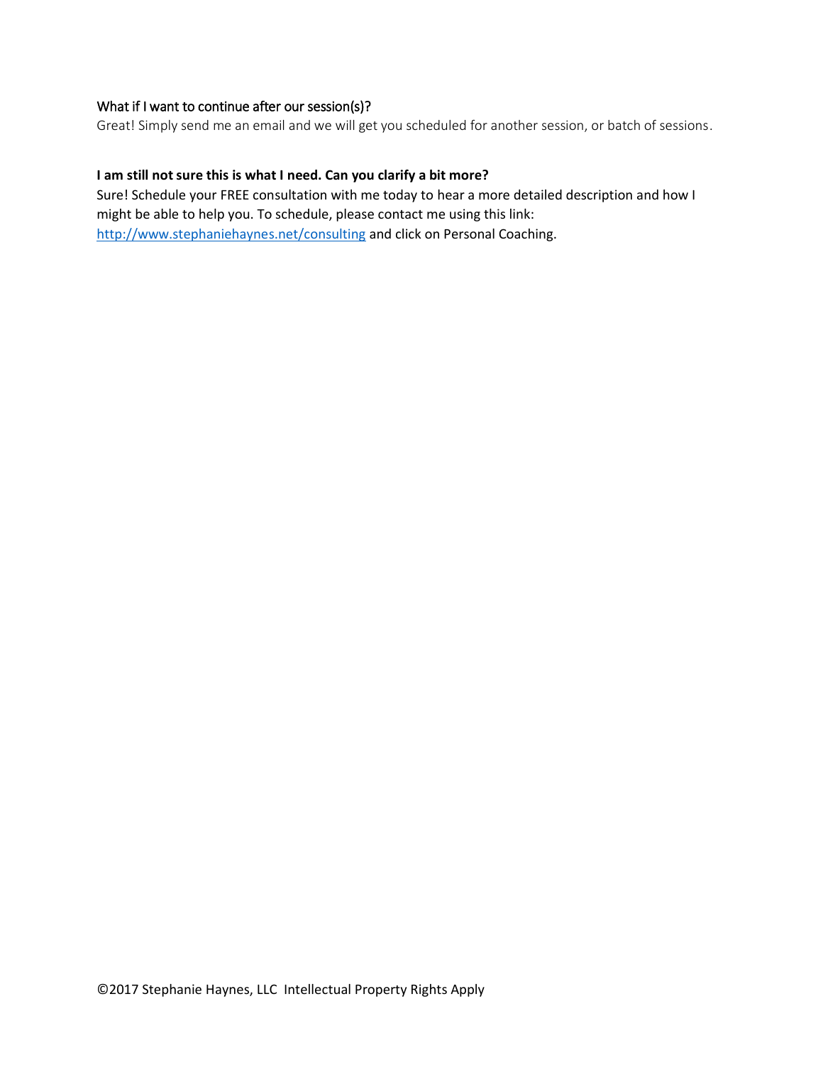What if I want to continue after our session(s)?

Great! Simply send me an email and we will get you scheduled for another session, or batch of sessions.

**I am still not sure this is what I need. Can you clarify a bit more?**

Sure! Schedule your FREE consultation with me today to hear a more detailed description and how I might be able to help you. To schedule, please contact me using this link: [http://www.stephaniehaynes.net/consulting](http://www.stephaniehaynes.net/consulting) and click on Personal Coaching.

©2017 Stephanie Haynes, LLC Intellectual Property Rights Apply